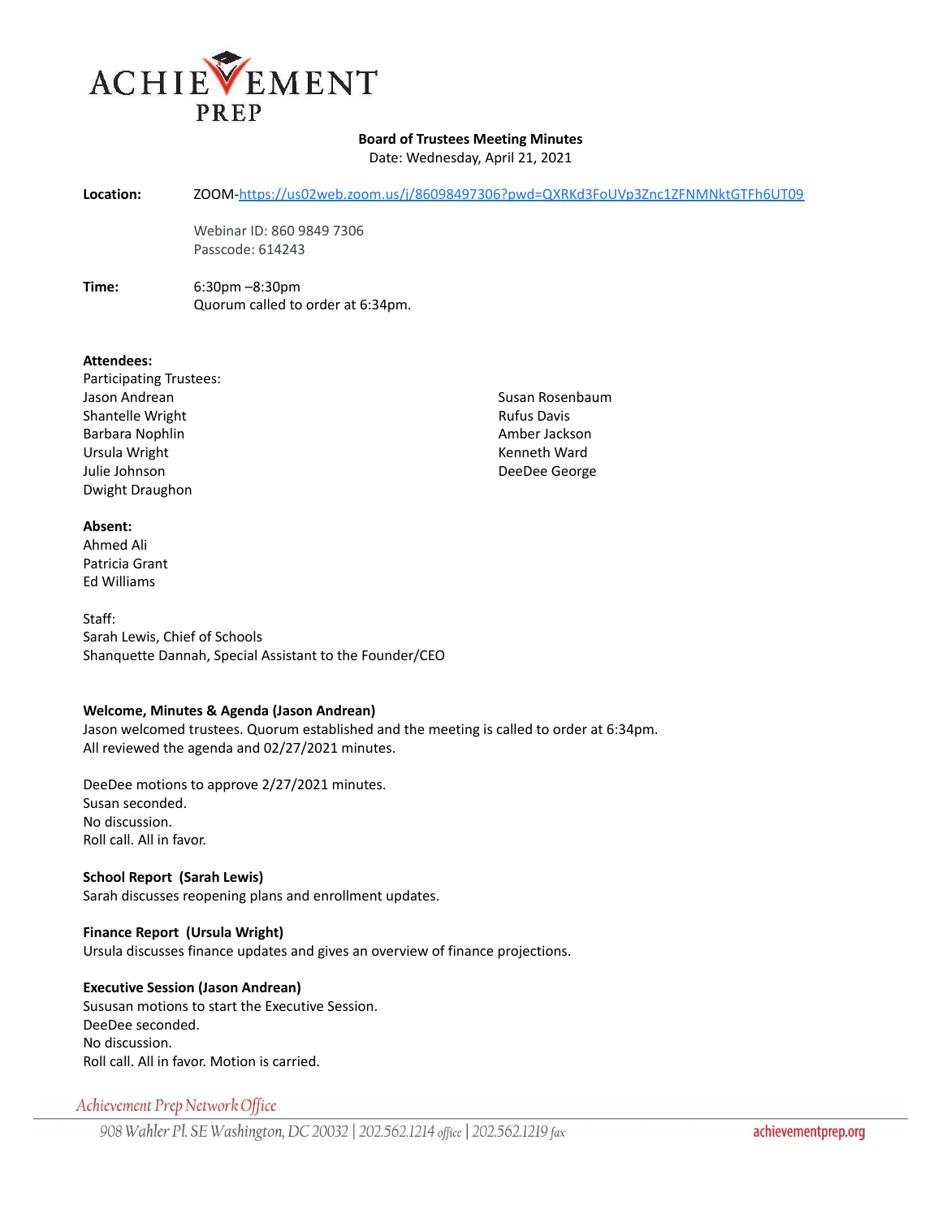ACHIEVEMENT PREP

**Board of Trustees Meeting Minutes**
Date: Wednesday, April 21, 2021

**Location:** ZOOM-https://us02web.zoom.us/j/86098497306?pwd=QXRKd3FoUVp3Znc1ZFNMNktGTFh6UT09

Webinar ID: 860 9849 7306
Passcode: 614243

**Time:** 6:30pm –8:30pm
Quorum called to order at 6:34pm.

**Attendees:**
Participating Trustees:
Jason Andrean
Shantelle Wright
Barbara Nophlin
Ursula Wright
Julie Johnson
Dwight Draughon
Susan Rosenbaum
Rufus Davis
Amber Jackson
Kenneth Ward
DeeDee George

**Absent:**
Ahmed Ali
Patricia Grant
Ed Williams

Staff:
Sarah Lewis, Chief of Schools
Shanquette Dannah, Special Assistant to the Founder/CEO

**Welcome, Minutes & Agenda (Jason Andrean)**
Jason welcomed trustees. Quorum established and the meeting is called to order at 6:34pm.
All reviewed the agenda and 02/27/2021 minutes.

DeeDee motions to approve 2/27/2021 minutes.
Susan seconded.
No discussion.
Roll call. All in favor.

**School Report (Sarah Lewis)**
Sarah discusses reopening plans and enrollment updates.

**Finance Report (Ursula Wright)**
Ursula discusses finance updates and gives an overview of finance projections.

**Executive Session (Jason Andrean)**
Sususan motions to start the Executive Session.
DeeDee seconded.
No discussion.
Roll call. All in favor. Motion is carried.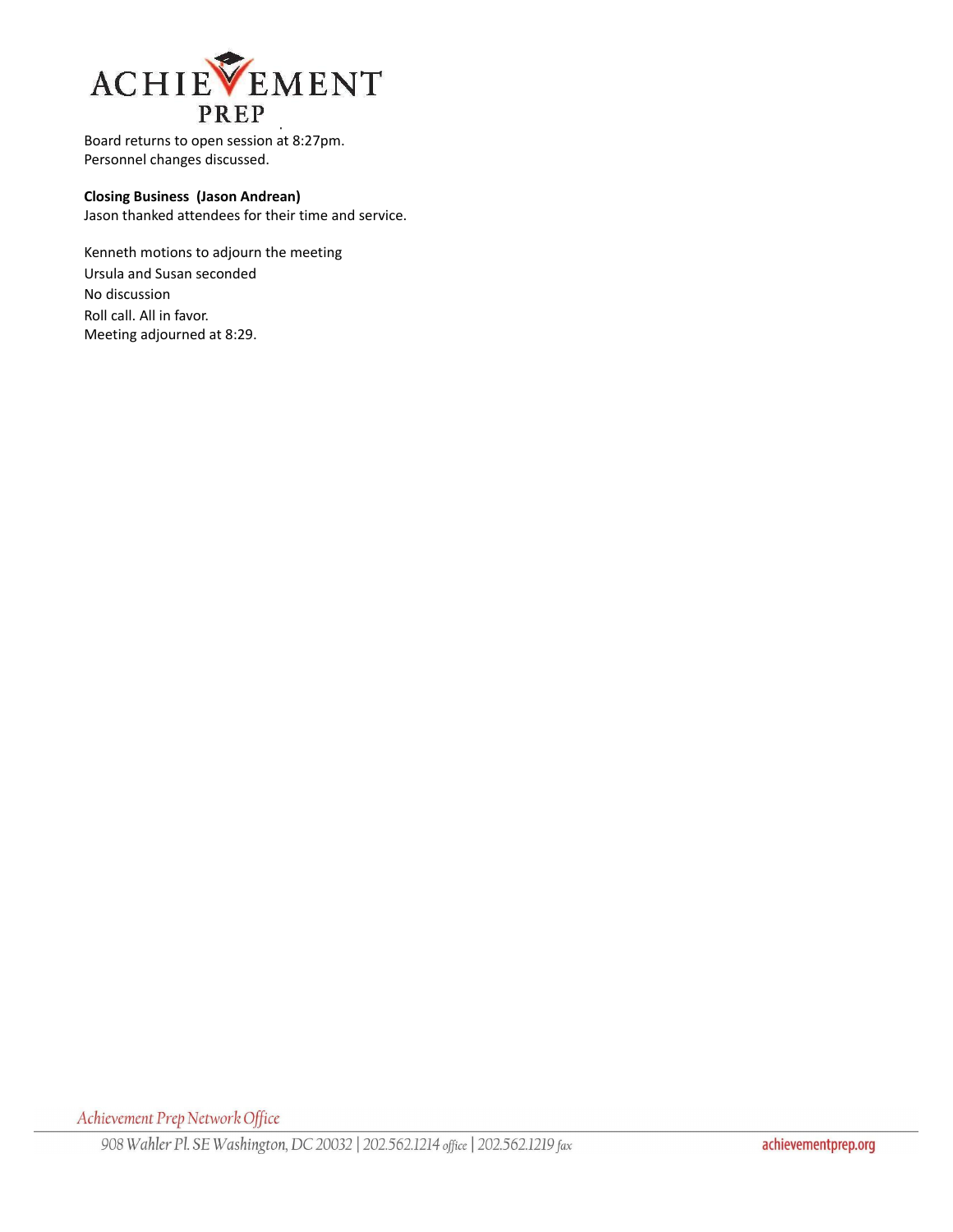Board returns to open session at 8:27pm.
Personnel changes discussed.

**Closing Business (Jason Andrean)**
Jason thanked attendees for their time and service.

Kenneth motions to adjourn the meeting
Ursula and Susan seconded
No discussion
Roll call. All in favor.
Meeting adjourned at 8:29.